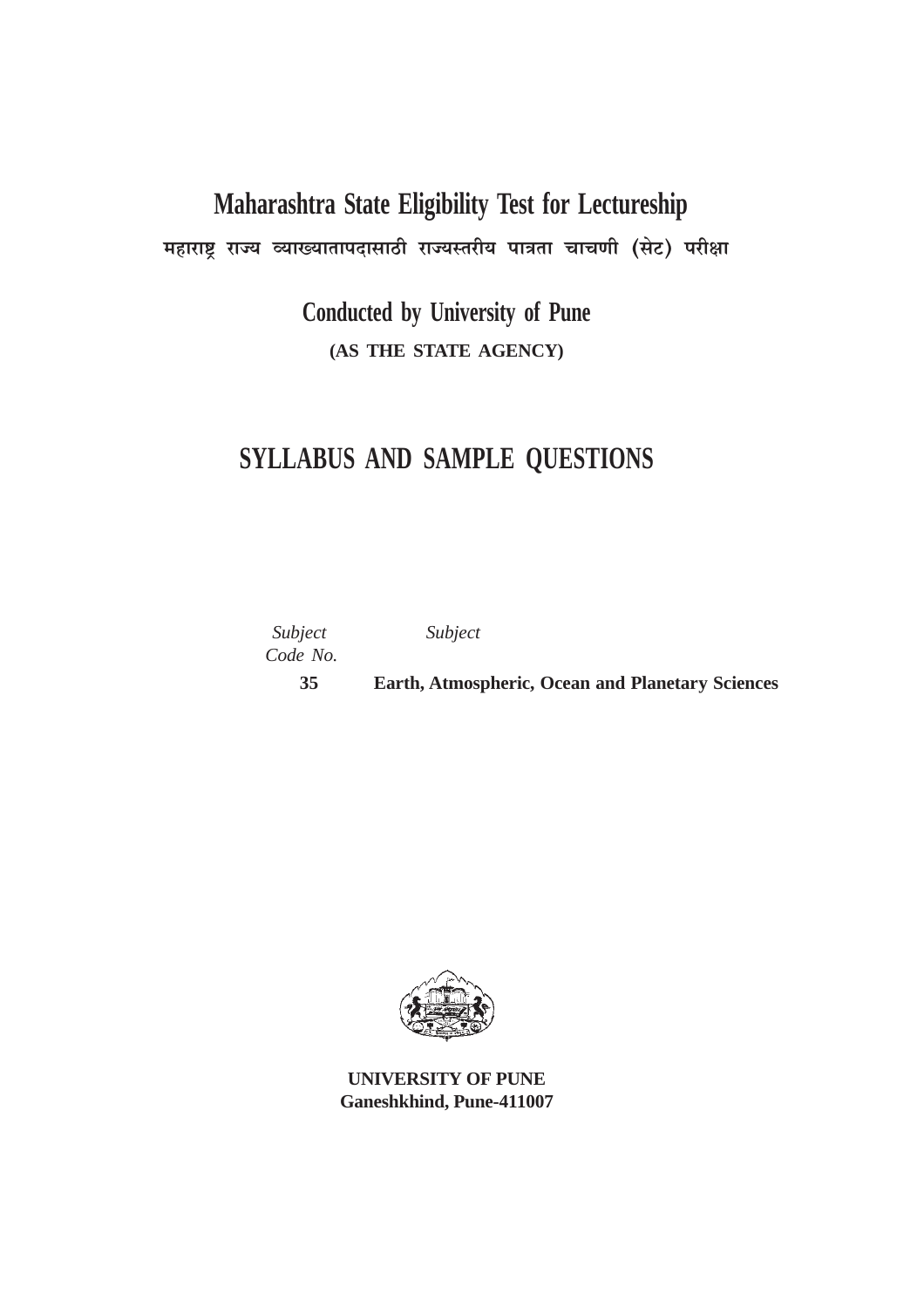# Maharashtra State Eligibility Test for Lectureship

**महाराष्ट्र राज्य व्याख्यातापदासाठी राज्यस्तरीय पात्रता चाचणी (सेट) परीक्षा**

## Conducted by University of Pune

**(AS THE STATE AGENCY)**

# SYLLABUS AND SAMPLE QUESTIONS

| *Subject Code No.* | *Subject* |
|---|---|
| **35** | **Earth, Atmospheric, Ocean and Planetary Sciences** |

**UNIVERSITY OF PUNE**
**Ganeshkhind, Pune-411007**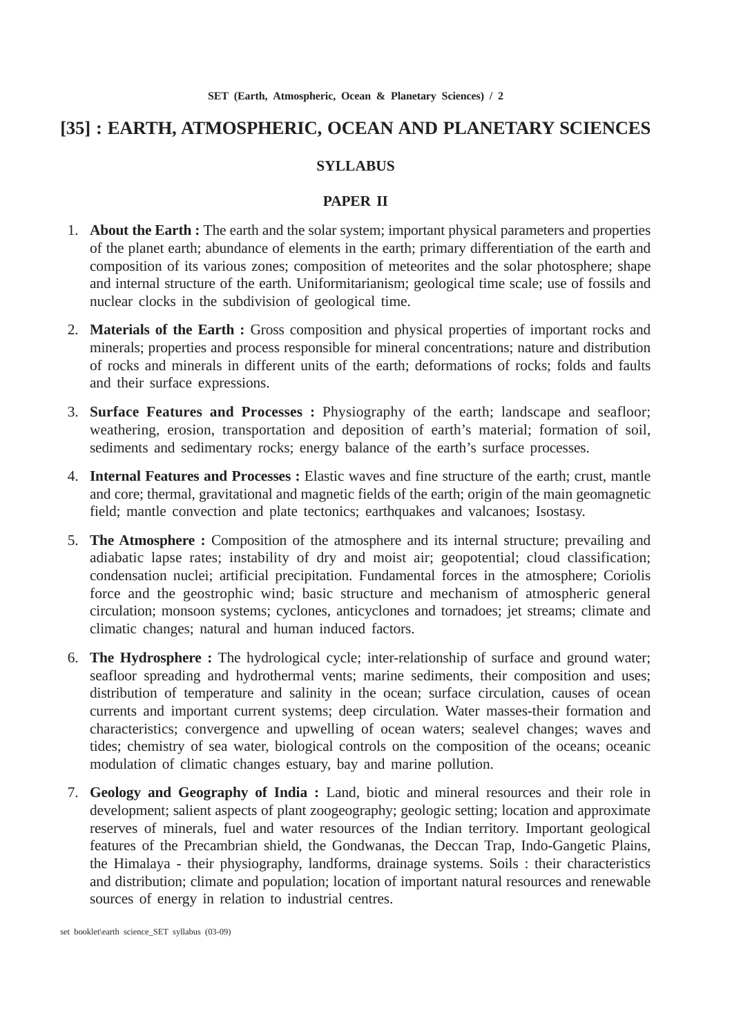# [35] : EARTH, ATMOSPHERIC, OCEAN AND PLANETARY SCIENCES

## SYLLABUS

### PAPER II

1. **About the Earth :** The earth and the solar system; important physical parameters and properties of the planet earth; abundance of elements in the earth; primary differentiation of the earth and composition of its various zones; composition of meteorites and the solar photosphere; shape and internal structure of the earth. Uniformitarianism; geological time scale; use of fossils and nuclear clocks in the subdivision of geological time.

2. **Materials of the Earth :** Gross composition and physical properties of important rocks and minerals; properties and process responsible for mineral concentrations; nature and distribution of rocks and minerals in different units of the earth; deformations of rocks; folds and faults and their surface expressions.

3. **Surface Features and Processes :** Physiography of the earth; landscape and seafloor; weathering, erosion, transportation and deposition of earth's material; formation of soil, sediments and sedimentary rocks; energy balance of the earth's surface processes.

4. **Internal Features and Processes :** Elastic waves and fine structure of the earth; crust, mantle and core; thermal, gravitational and magnetic fields of the earth; origin of the main geomagnetic field; mantle convection and plate tectonics; earthquakes and valcanoes; Isostasy.

5. **The Atmosphere :** Composition of the atmosphere and its internal structure; prevailing and adiabatic lapse rates; instability of dry and moist air; geopotential; cloud classification; condensation nuclei; artificial precipitation. Fundamental forces in the atmosphere; Coriolis force and the geostrophic wind; basic structure and mechanism of atmospheric general circulation; monsoon systems; cyclones, anticyclones and tornadoes; jet streams; climate and climatic changes; natural and human induced factors.

6. **The Hydrosphere :** The hydrological cycle; inter-relationship of surface and ground water; seafloor spreading and hydrothermal vents; marine sediments, their composition and uses; distribution of temperature and salinity in the ocean; surface circulation, causes of ocean currents and important current systems; deep circulation. Water masses-their formation and characteristics; convergence and upwelling of ocean waters; sealevel changes; waves and tides; chemistry of sea water, biological controls on the composition of the oceans; oceanic modulation of climatic changes estuary, bay and marine pollution.

7. **Geology and Geography of India :** Land, biotic and mineral resources and their role in development; salient aspects of plant zoogeography; geologic setting; location and approximate reserves of minerals, fuel and water resources of the Indian territory. Important geological features of the Precambrian shield, the Gondwanas, the Deccan Trap, Indo-Gangetic Plains, the Himalaya - their physiography, landforms, drainage systems. Soils : their characteristics and distribution; climate and population; location of important natural resources and renewable sources of energy in relation to industrial centres.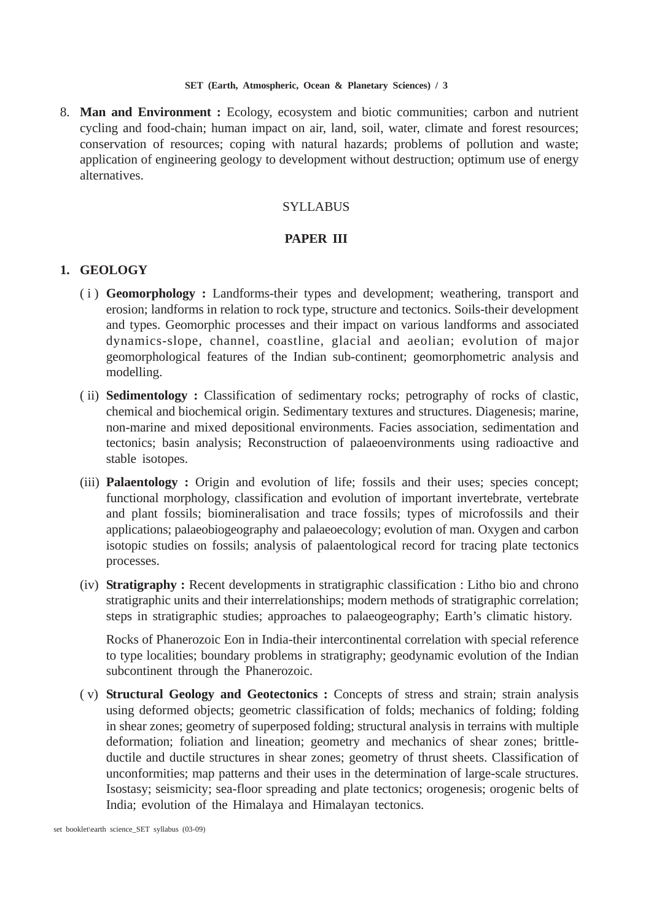8. **Man and Environment :** Ecology, ecosystem and biotic communities; carbon and nutrient cycling and food-chain; human impact on air, land, soil, water, climate and forest resources; conservation of resources; coping with natural hazards; problems of pollution and waste; application of engineering geology to development without destruction; optimum use of energy alternatives.

## SYLLABUS

## PAPER III

### 1. GEOLOGY

( i ) **Geomorphology :** Landforms-their types and development; weathering, transport and erosion; landforms in relation to rock type, structure and tectonics. Soils-their development and types. Geomorphic processes and their impact on various landforms and associated dynamics-slope, channel, coastline, glacial and aeolian; evolution of major geomorphological features of the Indian sub-continent; geomorphometric analysis and modelling.

( ii) **Sedimentology :** Classification of sedimentary rocks; petrography of rocks of clastic, chemical and biochemical origin. Sedimentary textures and structures. Diagenesis; marine, non-marine and mixed depositional environments. Facies association, sedimentation and tectonics; basin analysis; Reconstruction of palaeoenvironments using radioactive and stable isotopes.

(iii) **Palaentology :** Origin and evolution of life; fossils and their uses; species concept; functional morphology, classification and evolution of important invertebrate, vertebrate and plant fossils; biomineralisation and trace fossils; types of microfossils and their applications; palaeobiogeography and palaeoecology; evolution of man. Oxygen and carbon isotopic studies on fossils; analysis of palaentological record for tracing plate tectonics processes.

(iv) **Stratigraphy :** Recent developments in stratigraphic classification : Litho bio and chrono stratigraphic units and their interrelationships; modern methods of stratigraphic correlation; steps in stratigraphic studies; approaches to palaeogeography; Earth's climatic history.

Rocks of Phanerozoic Eon in India-their intercontinental correlation with special reference to type localities; boundary problems in stratigraphy; geodynamic evolution of the Indian subcontinent through the Phanerozoic.

( v) **Structural Geology and Geotectonics :** Concepts of stress and strain; strain analysis using deformed objects; geometric classification of folds; mechanics of folding; folding in shear zones; geometry of superposed folding; structural analysis in terrains with multiple deformation; foliation and lineation; geometry and mechanics of shear zones; brittle-ductile and ductile structures in shear zones; geometry of thrust sheets. Classification of unconformities; map patterns and their uses in the determination of large-scale structures. Isostasy; seismicity; sea-floor spreading and plate tectonics; orogenesis; orogenic belts of India; evolution of the Himalaya and Himalayan tectonics.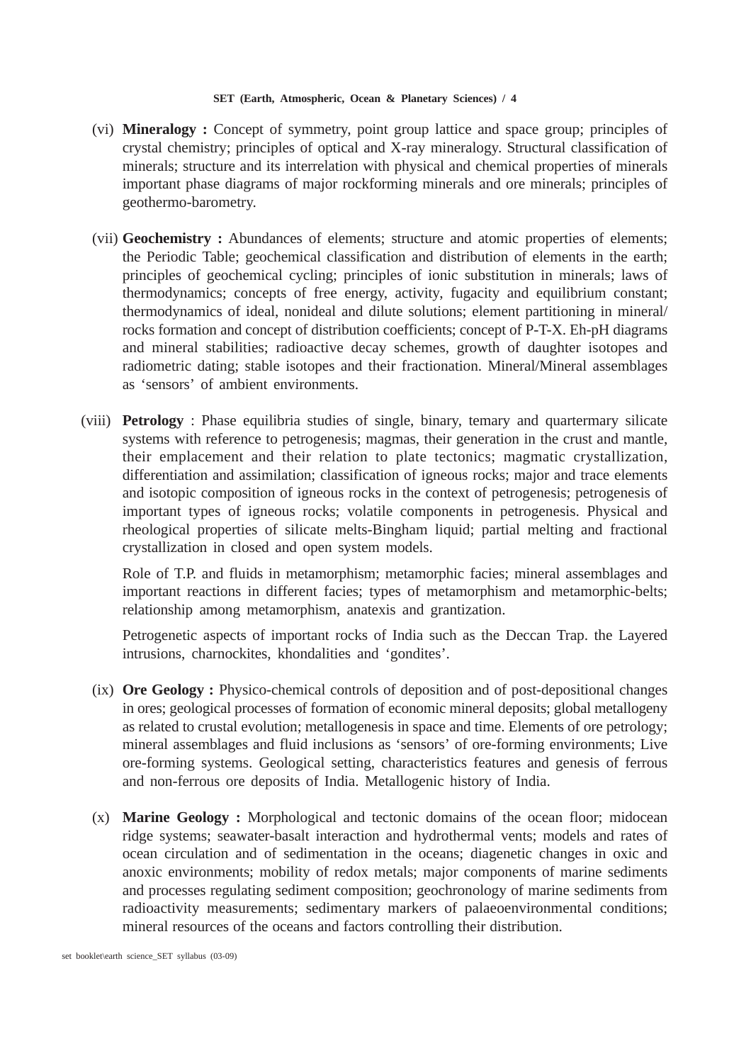(vi) **Mineralogy :** Concept of symmetry, point group lattice and space group; principles of crystal chemistry; principles of optical and X-ray mineralogy. Structural classification of minerals; structure and its interrelation with physical and chemical properties of minerals important phase diagrams of major rockforming minerals and ore minerals; principles of geothermo-barometry.

(vii) **Geochemistry :** Abundances of elements; structure and atomic properties of elements; the Periodic Table; geochemical classification and distribution of elements in the earth; principles of geochemical cycling; principles of ionic substitution in minerals; laws of thermodynamics; concepts of free energy, activity, fugacity and equilibrium constant; thermodynamics of ideal, nonideal and dilute solutions; element partitioning in mineral/ rocks formation and concept of distribution coefficients; concept of P-T-X. Eh-pH diagrams and mineral stabilities; radioactive decay schemes, growth of daughter isotopes and radiometric dating; stable isotopes and their fractionation. Mineral/Mineral assemblages as 'sensors' of ambient environments.

(viii) **Petrology** : Phase equilibria studies of single, binary, temary and quartermary silicate systems with reference to petrogenesis; magmas, their generation in the crust and mantle, their emplacement and their relation to plate tectonics; magmatic crystallization, differentiation and assimilation; classification of igneous rocks; major and trace elements and isotopic composition of igneous rocks in the context of petrogenesis; petrogenesis of important types of igneous rocks; volatile components in petrogenesis. Physical and rheological properties of silicate melts-Bingham liquid; partial melting and fractional crystallization in closed and open system models.

Role of T.P. and fluids in metamorphism; metamorphic facies; mineral assemblages and important reactions in different facies; types of metamorphism and metamorphic-belts; relationship among metamorphism, anatexis and grantization.

Petrogenetic aspects of important rocks of India such as the Deccan Trap. the Layered intrusions, charnockites, khondalities and 'gondites'.

(ix) **Ore Geology :** Physico-chemical controls of deposition and of post-depositional changes in ores; geological processes of formation of economic mineral deposits; global metallogeny as related to crustal evolution; metallogenesis in space and time. Elements of ore petrology; mineral assemblages and fluid inclusions as 'sensors' of ore-forming environments; Live ore-forming systems. Geological setting, characteristics features and genesis of ferrous and non-ferrous ore deposits of India. Metallogenic history of India.

(x) **Marine Geology :** Morphological and tectonic domains of the ocean floor; midocean ridge systems; seawater-basalt interaction and hydrothermal vents; models and rates of ocean circulation and of sedimentation in the oceans; diagenetic changes in oxic and anoxic environments; mobility of redox metals; major components of marine sediments and processes regulating sediment composition; geochronology of marine sediments from radioactivity measurements; sedimentary markers of palaeoenvironmental conditions; mineral resources of the oceans and factors controlling their distribution.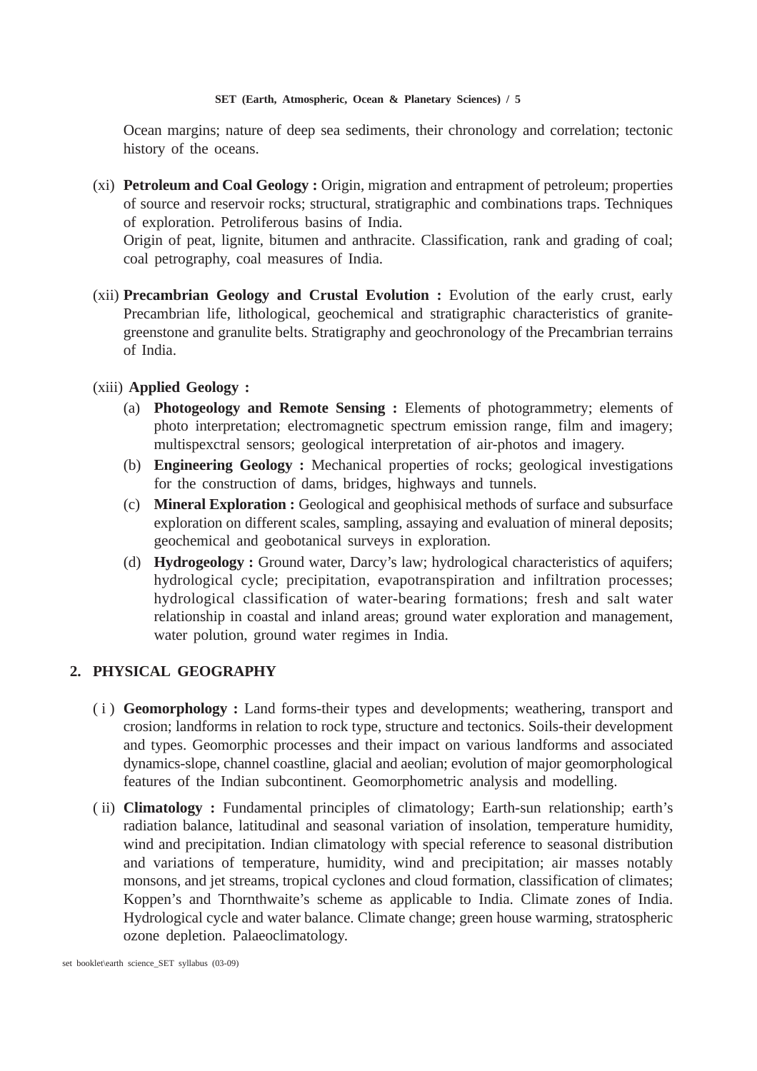Ocean margins; nature of deep sea sediments, their chronology and correlation; tectonic history of the oceans.

(xi) **Petroleum and Coal Geology :** Origin, migration and entrapment of petroleum; properties of source and reservoir rocks; structural, stratigraphic and combinations traps. Techniques of exploration. Petroliferous basins of India.
Origin of peat, lignite, bitumen and anthracite. Classification, rank and grading of coal; coal petrography, coal measures of India.

(xii) **Precambrian Geology and Crustal Evolution :** Evolution of the early crust, early Precambrian life, lithological, geochemical and stratigraphic characteristics of granite-greenstone and granulite belts. Stratigraphy and geochronology of the Precambrian terrains of India.

(xiii) **Applied Geology :**

(a) **Photogeology and Remote Sensing :** Elements of photogrammetry; elements of photo interpretation; electromagnetic spectrum emission range, film and imagery; multispexctral sensors; geological interpretation of air-photos and imagery.

(b) **Engineering Geology :** Mechanical properties of rocks; geological investigations for the construction of dams, bridges, highways and tunnels.

(c) **Mineral Exploration :** Geological and geophisical methods of surface and subsurface exploration on different scales, sampling, assaying and evaluation of mineral deposits; geochemical and geobotanical surveys in exploration.

(d) **Hydrogeology :** Ground water, Darcy's law; hydrological characteristics of aquifers; hydrological cycle; precipitation, evapotranspiration and infiltration processes; hydrological classification of water-bearing formations; fresh and salt water relationship in coastal and inland areas; ground water exploration and management, water polution, ground water regimes in India.

## 2. PHYSICAL GEOGRAPHY

( i ) **Geomorphology :** Land forms-their types and developments; weathering, transport and crosion; landforms in relation to rock type, structure and tectonics. Soils-their development and types. Geomorphic processes and their impact on various landforms and associated dynamics-slope, channel coastline, glacial and aeolian; evolution of major geomorphological features of the Indian subcontinent. Geomorphometric analysis and modelling.

( ii) **Climatology :** Fundamental principles of climatology; Earth-sun relationship; earth's radiation balance, latitudinal and seasonal variation of insolation, temperature humidity, wind and precipitation. Indian climatology with special reference to seasonal distribution and variations of temperature, humidity, wind and precipitation; air masses notably monsons, and jet streams, tropical cyclones and cloud formation, classification of climates; Koppen's and Thornthwaite's scheme as applicable to India. Climate zones of India. Hydrological cycle and water balance. Climate change; green house warming, stratospheric ozone depletion. Palaeoclimatology.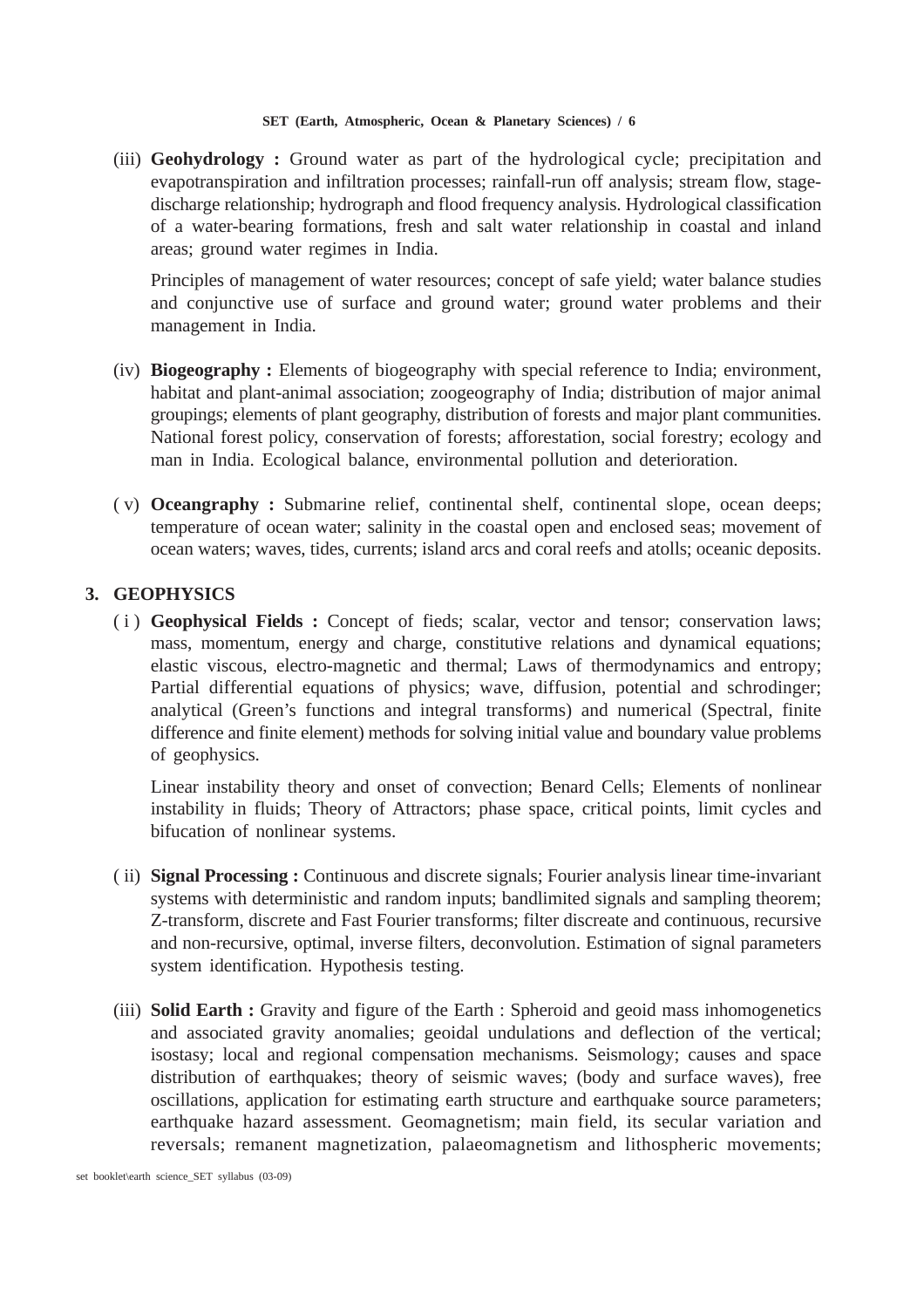(iii) **Geohydrology :** Ground water as part of the hydrological cycle; precipitation and evapotranspiration and infiltration processes; rainfall-run off analysis; stream flow, stage-discharge relationship; hydrograph and flood frequency analysis. Hydrological classification of a water-bearing formations, fresh and salt water relationship in coastal and inland areas; ground water regimes in India.

Principles of management of water resources; concept of safe yield; water balance studies and conjunctive use of surface and ground water; ground water problems and their management in India.

(iv) **Biogeography :** Elements of biogeography with special reference to India; environment, habitat and plant-animal association; zoogeography of India; distribution of major animal groupings; elements of plant geography, distribution of forests and major plant communities. National forest policy, conservation of forests; afforestation, social forestry; ecology and man in India. Ecological balance, environmental pollution and deterioration.

( v) **Oceangraphy :** Submarine relief, continental shelf, continental slope, ocean deeps; temperature of ocean water; salinity in the coastal open and enclosed seas; movement of ocean waters; waves, tides, currents; island arcs and coral reefs and atolls; oceanic deposits.

## 3. GEOPHYSICS

( i ) **Geophysical Fields :** Concept of fieds; scalar, vector and tensor; conservation laws; mass, momentum, energy and charge, constitutive relations and dynamical equations; elastic viscous, electro-magnetic and thermal; Laws of thermodynamics and entropy; Partial differential equations of physics; wave, diffusion, potential and schrodinger; analytical (Green's functions and integral transforms) and numerical (Spectral, finite difference and finite element) methods for solving initial value and boundary value problems of geophysics.

Linear instability theory and onset of convection; Benard Cells; Elements of nonlinear instability in fluids; Theory of Attractors; phase space, critical points, limit cycles and bifucation of nonlinear systems.

( ii) **Signal Processing :** Continuous and discrete signals; Fourier analysis linear time-invariant systems with deterministic and random inputs; bandlimited signals and sampling theorem; Z-transform, discrete and Fast Fourier transforms; filter discreate and continuous, recursive and non-recursive, optimal, inverse filters, deconvolution. Estimation of signal parameters system identification. Hypothesis testing.

(iii) **Solid Earth :** Gravity and figure of the Earth : Spheroid and geoid mass inhomogenetics and associated gravity anomalies; geoidal undulations and deflection of the vertical; isostasy; local and regional compensation mechanisms. Seismology; causes and space distribution of earthquakes; theory of seismic waves; (body and surface waves), free oscillations, application for estimating earth structure and earthquake source parameters; earthquake hazard assessment. Geomagnetism; main field, its secular variation and reversals; remanent magnetization, palaeomagnetism and lithospheric movements;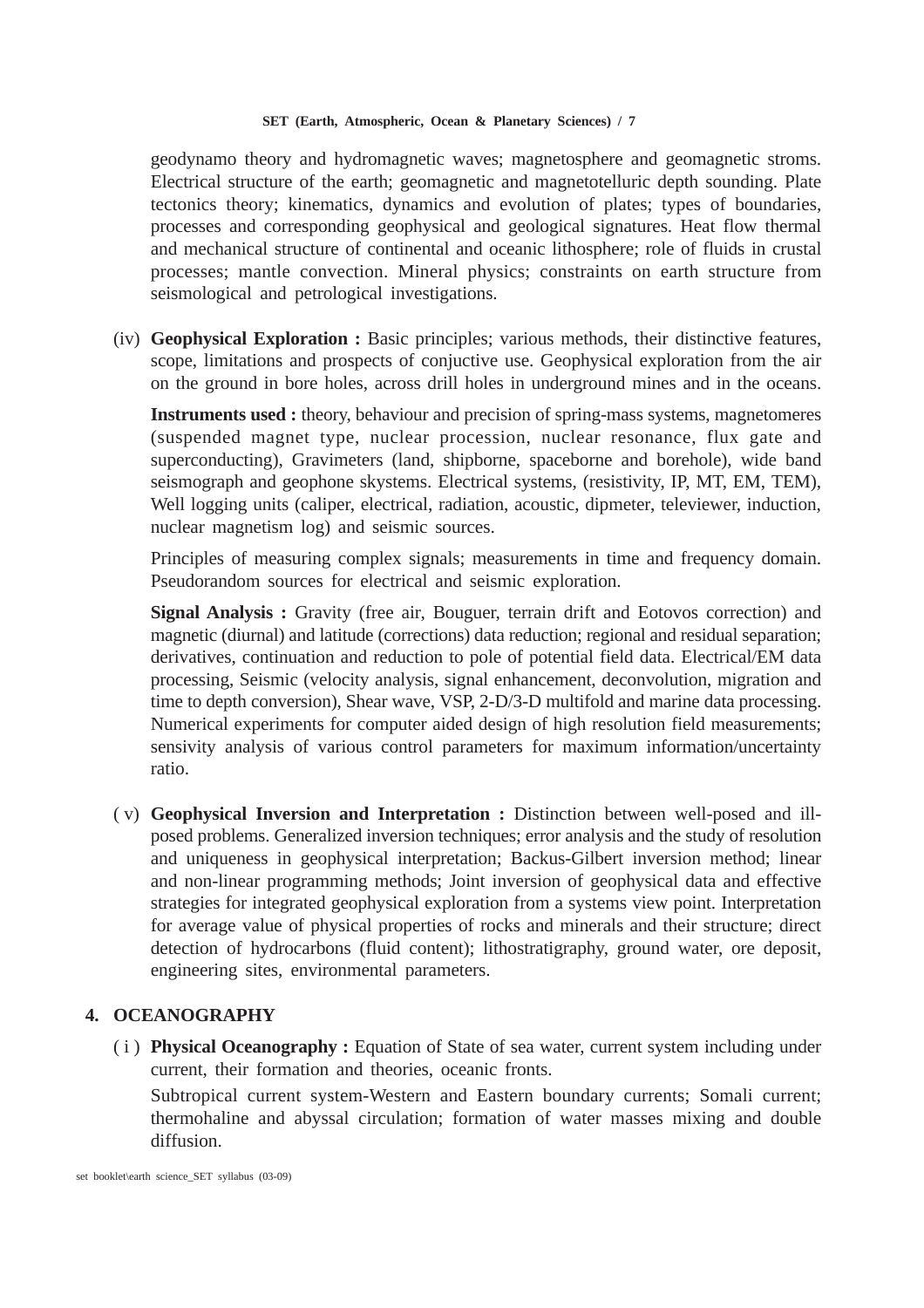geodynamo theory and hydromagnetic waves; magnetosphere and geomagnetic stroms. Electrical structure of the earth; geomagnetic and magnetotelluric depth sounding. Plate tectonics theory; kinematics, dynamics and evolution of plates; types of boundaries, processes and corresponding geophysical and geological signatures. Heat flow thermal and mechanical structure of continental and oceanic lithosphere; role of fluids in crustal processes; mantle convection. Mineral physics; constraints on earth structure from seismological and petrological investigations.

(iv) **Geophysical Exploration :** Basic principles; various methods, their distinctive features, scope, limitations and prospects of conjuctive use. Geophysical exploration from the air on the ground in bore holes, across drill holes in underground mines and in the oceans.

**Instruments used :** theory, behaviour and precision of spring-mass systems, magnetomeres (suspended magnet type, nuclear procession, nuclear resonance, flux gate and superconducting), Gravimeters (land, shipborne, spaceborne and borehole), wide band seismograph and geophone skystems. Electrical systems, (resistivity, IP, MT, EM, TEM), Well logging units (caliper, electrical, radiation, acoustic, dipmeter, televiewer, induction, nuclear magnetism log) and seismic sources.

Principles of measuring complex signals; measurements in time and frequency domain. Pseudorandom sources for electrical and seismic exploration.

**Signal Analysis :** Gravity (free air, Bouguer, terrain drift and Eotovos correction) and magnetic (diurnal) and latitude (corrections) data reduction; regional and residual separation; derivatives, continuation and reduction to pole of potential field data. Electrical/EM data processing, Seismic (velocity analysis, signal enhancement, deconvolution, migration and time to depth conversion), Shear wave, VSP, 2-D/3-D multifold and marine data processing. Numerical experiments for computer aided design of high resolution field measurements; sensivity analysis of various control parameters for maximum information/uncertainty ratio.

( v) **Geophysical Inversion and Interpretation :** Distinction between well-posed and ill-posed problems. Generalized inversion techniques; error analysis and the study of resolution and uniqueness in geophysical interpretation; Backus-Gilbert inversion method; linear and non-linear programming methods; Joint inversion of geophysical data and effective strategies for integrated geophysical exploration from a systems view point. Interpretation for average value of physical properties of rocks and minerals and their structure; direct detection of hydrocarbons (fluid content); lithostratigraphy, ground water, ore deposit, engineering sites, environmental parameters.

## 4. OCEANOGRAPHY

( i ) **Physical Oceanography :** Equation of State of sea water, current system including under current, their formation and theories, oceanic fronts.

Subtropical current system-Western and Eastern boundary currents; Somali current; thermohaline and abyssal circulation; formation of water masses mixing and double diffusion.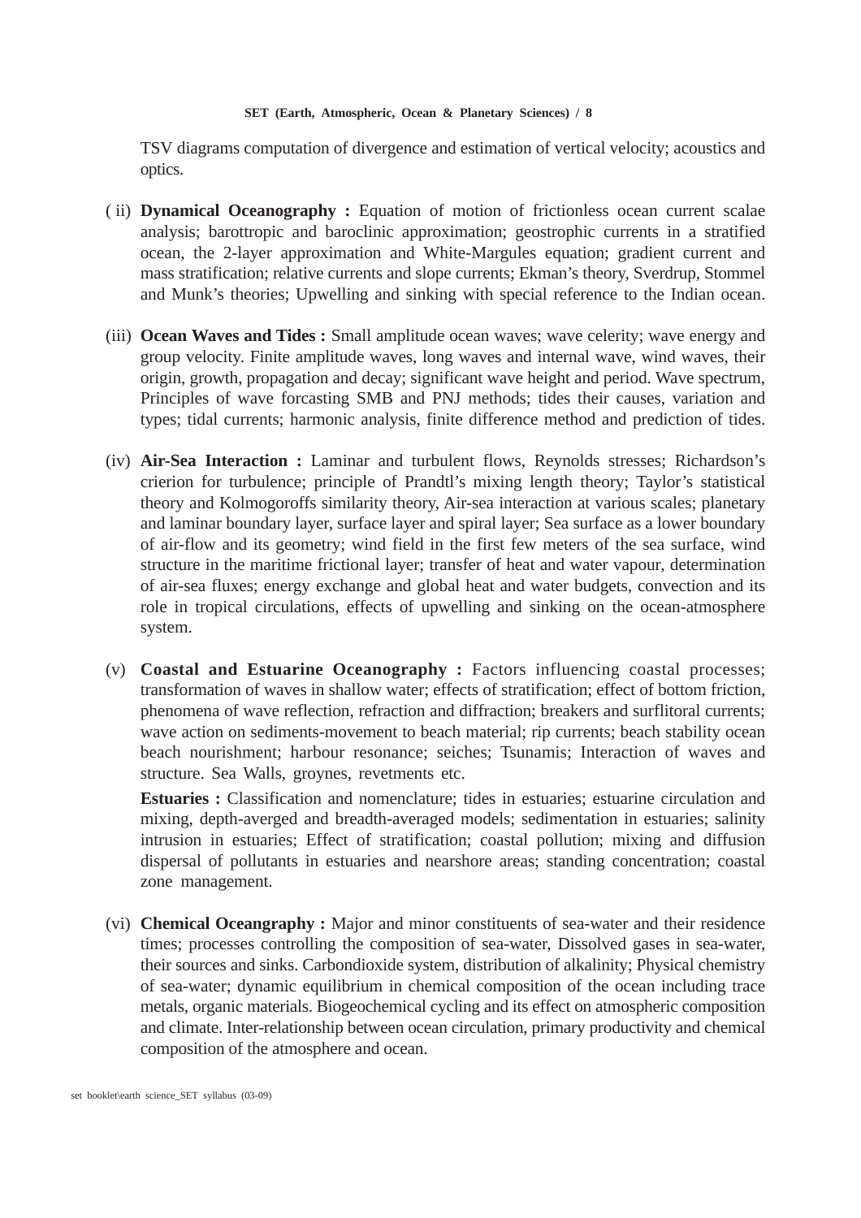TSV diagrams computation of divergence and estimation of vertical velocity; acoustics and optics.

( ii) **Dynamical Oceanography :** Equation of motion of frictionless ocean current scalae analysis; barottropic and baroclinic approximation; geostrophic currents in a stratified ocean, the 2-layer approximation and White-Margules equation; gradient current and mass stratification; relative currents and slope currents; Ekman's theory, Sverdrup, Stommel and Munk's theories; Upwelling and sinking with special reference to the Indian ocean.

(iii) **Ocean Waves and Tides :** Small amplitude ocean waves; wave celerity; wave energy and group velocity. Finite amplitude waves, long waves and internal wave, wind waves, their origin, growth, propagation and decay; significant wave height and period. Wave spectrum, Principles of wave forcasting SMB and PNJ methods; tides their causes, variation and types; tidal currents; harmonic analysis, finite difference method and prediction of tides.

(iv) **Air-Sea Interaction :** Laminar and turbulent flows, Reynolds stresses; Richardson's crierion for turbulence; principle of Prandtl's mixing length theory; Taylor's statistical theory and Kolmogoroffs similarity theory, Air-sea interaction at various scales; planetary and laminar boundary layer, surface layer and spiral layer; Sea surface as a lower boundary of air-flow and its geometry; wind field in the first few meters of the sea surface, wind structure in the maritime frictional layer; transfer of heat and water vapour, determination of air-sea fluxes; energy exchange and global heat and water budgets, convection and its role in tropical circulations, effects of upwelling and sinking on the ocean-atmosphere system.

(v) **Coastal and Estuarine Oceanography :** Factors influencing coastal processes; transformation of waves in shallow water; effects of stratification; effect of bottom friction, phenomena of wave reflection, refraction and diffraction; breakers and surflitoral currents; wave action on sediments-movement to beach material; rip currents; beach stability ocean beach nourishment; harbour resonance; seiches; Tsunamis; Interaction of waves and structure. Sea Walls, groynes, revetments etc.

**Estuaries :** Classification and nomenclature; tides in estuaries; estuarine circulation and mixing, depth-averged and breadth-averaged models; sedimentation in estuaries; salinity intrusion in estuaries; Effect of stratification; coastal pollution; mixing and diffusion dispersal of pollutants in estuaries and nearshore areas; standing concentration; coastal zone management.

(vi) **Chemical Oceangraphy :** Major and minor constituents of sea-water and their residence times; processes controlling the composition of sea-water, Dissolved gases in sea-water, their sources and sinks. Carbondioxide system, distribution of alkalinity; Physical chemistry of sea-water; dynamic equilibrium in chemical composition of the ocean including trace metals, organic materials. Biogeochemical cycling and its effect on atmospheric composition and climate. Inter-relationship between ocean circulation, primary productivity and chemical composition of the atmosphere and ocean.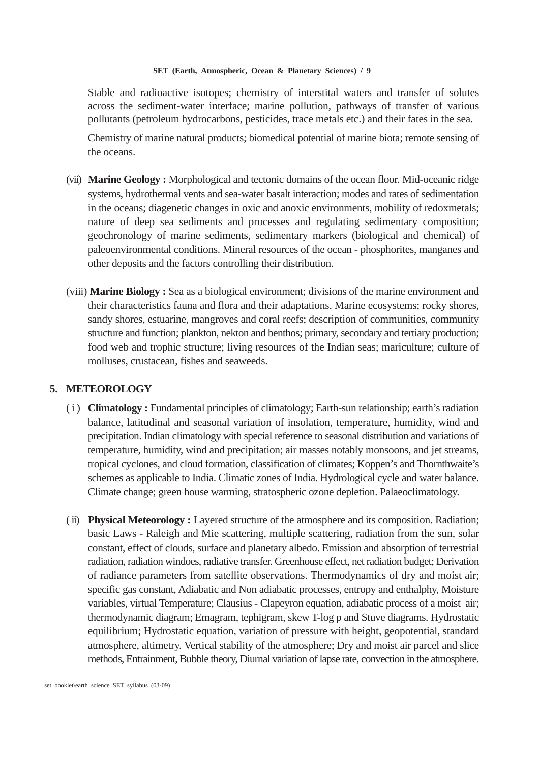Stable and radioactive isotopes; chemistry of interstital waters and transfer of solutes across the sediment-water interface; marine pollution, pathways of transfer of various pollutants (petroleum hydrocarbons, pesticides, trace metals etc.) and their fates in the sea.

Chemistry of marine natural products; biomedical potential of marine biota; remote sensing of the oceans.

(vii) **Marine Geology :** Morphological and tectonic domains of the ocean floor. Mid-oceanic ridge systems, hydrothermal vents and sea-water basalt interaction; modes and rates of sedimentation in the oceans; diagenetic changes in oxic and anoxic environments, mobility of redoxmetals; nature of deep sea sediments and processes and regulating sedimentary composition; geochronology of marine sediments, sedimentary markers (biological and chemical) of paleoenvironmental conditions. Mineral resources of the ocean - phosphorites, manganes and other deposits and the factors controlling their distribution.

(viii) **Marine Biology :** Sea as a biological environment; divisions of the marine environment and their characteristics fauna and flora and their adaptations. Marine ecosystems; rocky shores, sandy shores, estuarine, mangroves and coral reefs; description of communities, community structure and function; plankton, nekton and benthos; primary, secondary and tertiary production; food web and trophic structure; living resources of the Indian seas; mariculture; culture of molluses, crustacean, fishes and seaweeds.

## 5. METEOROLOGY

( i ) **Climatology :** Fundamental principles of climatology; Earth-sun relationship; earth's radiation balance, latitudinal and seasonal variation of insolation, temperature, humidity, wind and precipitation. Indian climatology with special reference to seasonal distribution and variations of temperature, humidity, wind and precipitation; air masses notably monsoons, and jet streams, tropical cyclones, and cloud formation, classification of climates; Koppen's and Thornthwaite's schemes as applicable to India. Climatic zones of India. Hydrological cycle and water balance. Climate change; green house warming, stratospheric ozone depletion. Palaeoclimatology.

( ii) **Physical Meteorology :** Layered structure of the atmosphere and its composition. Radiation; basic Laws - Raleigh and Mie scattering, multiple scattering, radiation from the sun, solar constant, effect of clouds, surface and planetary albedo. Emission and absorption of terrestrial radiation, radiation windoes, radiative transfer. Greenhouse effect, net radiation budget; Derivation of radiance parameters from satellite observations. Thermodynamics of dry and moist air; specific gas constant, Adiabatic and Non adiabatic processes, entropy and enthalphy, Moisture variables, virtual Temperature; Clausius - Clapeyron equation, adiabatic process of a moist air; thermodynamic diagram; Emagram, tephigram, skew T-log p and Stuve diagrams. Hydrostatic equilibrium; Hydrostatic equation, variation of pressure with height, geopotential, standard atmosphere, altimetry. Vertical stability of the atmosphere; Dry and moist air parcel and slice methods, Entrainment, Bubble theory, Diurnal variation of lapse rate, convection in the atmosphere.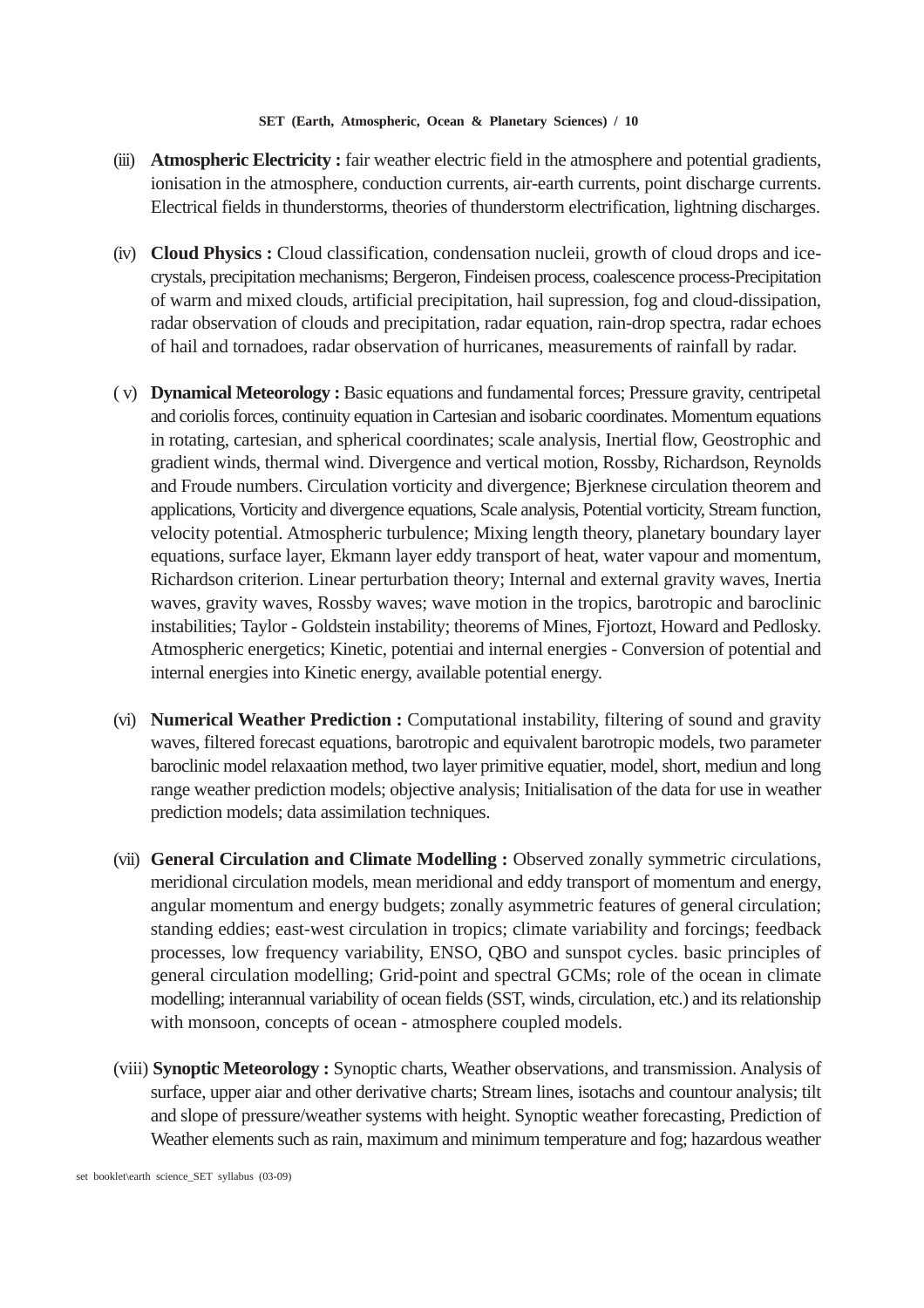(iii) **Atmospheric Electricity :** fair weather electric field in the atmosphere and potential gradients, ionisation in the atmosphere, conduction currents, air-earth currents, point discharge currents. Electrical fields in thunderstorms, theories of thunderstorm electrification, lightning discharges.

(iv) **Cloud Physics :** Cloud classification, condensation nucleii, growth of cloud drops and ice-crystals, precipitation mechanisms; Bergeron, Findeisen process, coalescence process-Precipitation of warm and mixed clouds, artificial precipitation, hail supression, fog and cloud-dissipation, radar observation of clouds and precipitation, radar equation, rain-drop spectra, radar echoes of hail and tornadoes, radar observation of hurricanes, measurements of rainfall by radar.

( v) **Dynamical Meteorology :** Basic equations and fundamental forces; Pressure gravity, centripetal and coriolis forces, continuity equation in Cartesian and isobaric coordinates. Momentum equations in rotating, cartesian, and spherical coordinates; scale analysis, Inertial flow, Geostrophic and gradient winds, thermal wind. Divergence and vertical motion, Rossby, Richardson, Reynolds and Froude numbers. Circulation vorticity and divergence; Bjerknese circulation theorem and applications, Vorticity and divergence equations, Scale analysis, Potential vorticity, Stream function, velocity potential. Atmospheric turbulence; Mixing length theory, planetary boundary layer equations, surface layer, Ekmann layer eddy transport of heat, water vapour and momentum, Richardson criterion. Linear perturbation theory; Internal and external gravity waves, Inertia waves, gravity waves, Rossby waves; wave motion in the tropics, barotropic and baroclinic instabilities; Taylor - Goldstein instability; theorems of Mines, Fjortozt, Howard and Pedlosky. Atmospheric energetics; Kinetic, potentiai and internal energies - Conversion of potential and internal energies into Kinetic energy, available potential energy.

(vi) **Numerical Weather Prediction :** Computational instability, filtering of sound and gravity waves, filtered forecast equations, barotropic and equivalent barotropic models, two parameter baroclinic model relaxaation method, two layer primitive equatier, model, short, mediun and long range weather prediction models; objective analysis; Initialisation of the data for use in weather prediction models; data assimilation techniques.

(vii) **General Circulation and Climate Modelling :** Observed zonally symmetric circulations, meridional circulation models, mean meridional and eddy transport of momentum and energy, angular momentum and energy budgets; zonally asymmetric features of general circulation; standing eddies; east-west circulation in tropics; climate variability and forcings; feedback processes, low frequency variability, ENSO, QBO and sunspot cycles. basic principles of general circulation modelling; Grid-point and spectral GCMs; role of the ocean in climate modelling; interannual variability of ocean fields (SST, winds, circulation, etc.) and its relationship with monsoon, concepts of ocean - atmosphere coupled models.

(viii) **Synoptic Meteorology :** Synoptic charts, Weather observations, and transmission. Analysis of surface, upper aiar and other derivative charts; Stream lines, isotachs and countour analysis; tilt and slope of pressure/weather systems with height. Synoptic weather forecasting, Prediction of Weather elements such as rain, maximum and minimum temperature and fog; hazardous weather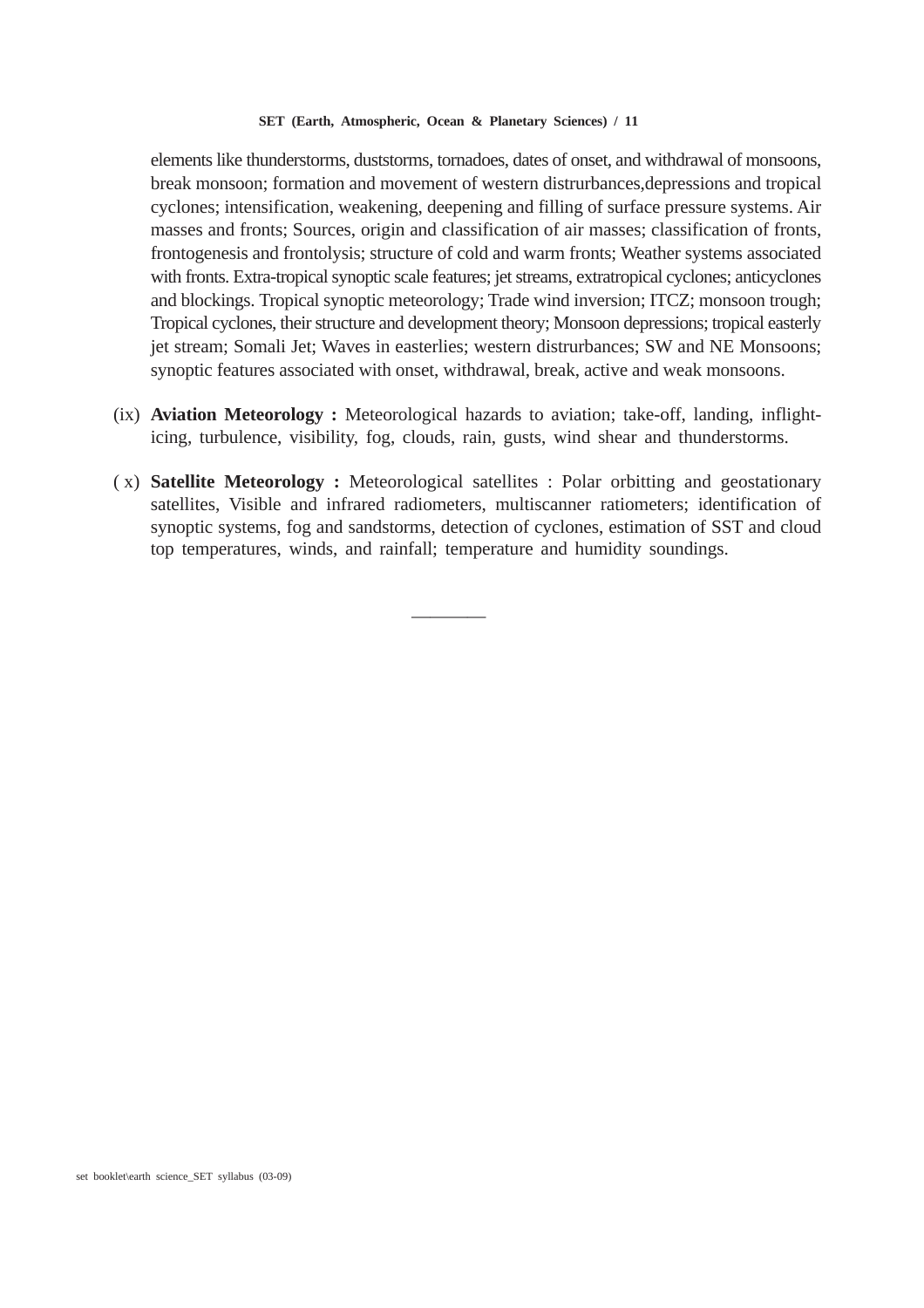elements like thunderstorms, duststorms, tornadoes, dates of onset, and withdrawal of monsoons, break monsoon; formation and movement of western distrurbances,depressions and tropical cyclones; intensification, weakening, deepening and filling of surface pressure systems. Air masses and fronts; Sources, origin and classification of air masses; classification of fronts, frontogenesis and frontolysis; structure of cold and warm fronts; Weather systems associated with fronts. Extra-tropical synoptic scale features; jet streams, extratropical cyclones; anticyclones and blockings. Tropical synoptic meteorology; Trade wind inversion; ITCZ; monsoon trough; Tropical cyclones, their structure and development theory; Monsoon depressions; tropical easterly jet stream; Somali Jet; Waves in easterlies; western distrurbances; SW and NE Monsoons; synoptic features associated with onset, withdrawal, break, active and weak monsoons.

(ix) **Aviation Meteorology :** Meteorological hazards to aviation; take-off, landing, inflight-icing, turbulence, visibility, fog, clouds, rain, gusts, wind shear and thunderstorms.

( x) **Satellite Meteorology :** Meteorological satellites : Polar orbitting and geostationary satellites, Visible and infrared radiometers, multiscanner ratiometers; identification of synoptic systems, fog and sandstorms, detection of cyclones, estimation of SST and cloud top temperatures, winds, and rainfall; temperature and humidity soundings.

________